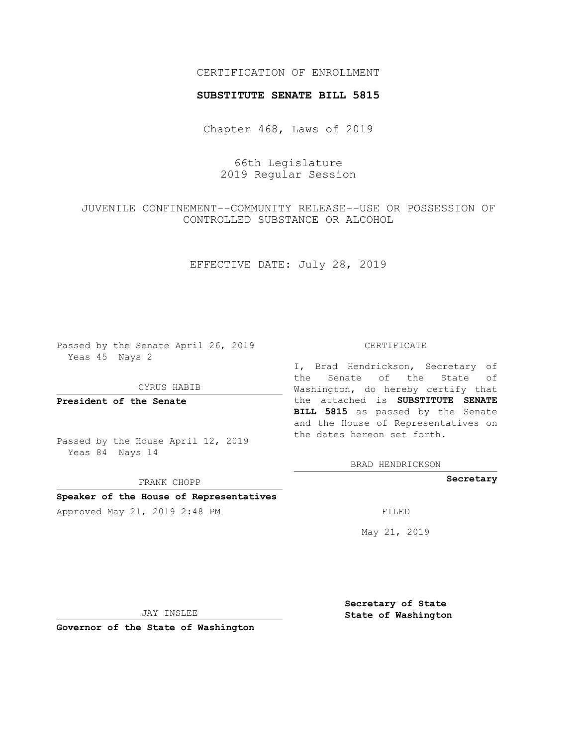CERTIFICATION OF ENROLLMENT

**SUBSTITUTE SENATE BILL 5815**

Chapter 468, Laws of 2019

66th Legislature
2019 Regular Session

JUVENILE CONFINEMENT--COMMUNITY RELEASE--USE OR POSSESSION OF CONTROLLED SUBSTANCE OR ALCOHOL

EFFECTIVE DATE: July 28, 2019

Passed by the Senate April 26, 2019
Yeas 45 Nays 2

CYRUS HABIB

**President of the Senate**

Passed by the House April 12, 2019
Yeas 84 Nays 14

FRANK CHOPP

**Speaker of the House of Representatives**

Approved May 21, 2019 2:48 PM

JAY INSLEE

**Governor of the State of Washington**

CERTIFICATE

I, Brad Hendrickson, Secretary of the Senate of the State of Washington, do hereby certify that the attached is **SUBSTITUTE SENATE BILL 5815** as passed by the Senate and the House of Representatives on the dates hereon set forth.

BRAD HENDRICKSON

**Secretary**

FILED

May 21, 2019

**Secretary of State**
**State of Washington**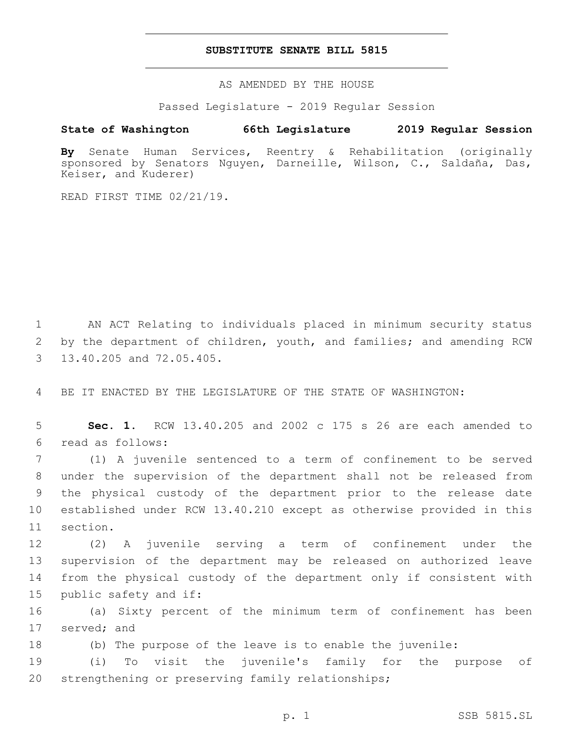# SUBSTITUTE SENATE BILL 5815

AS AMENDED BY THE HOUSE

Passed Legislature - 2019 Regular Session

**State of Washington 66th Legislature 2019 Regular Session**

**By** Senate Human Services, Reentry & Rehabilitation (originally sponsored by Senators Nguyen, Darneille, Wilson, C., Saldaña, Das, Keiser, and Kuderer)

READ FIRST TIME 02/21/19.

1 AN ACT Relating to individuals placed in minimum security status
2 by the department of children, youth, and families; and amending RCW
3 13.40.205 and 72.05.405.

4 BE IT ENACTED BY THE LEGISLATURE OF THE STATE OF WASHINGTON:

5 **Sec. 1.** RCW 13.40.205 and 2002 c 175 s 26 are each amended to
6 read as follows:

7 (1) A juvenile sentenced to a term of confinement to be served
8 under the supervision of the department shall not be released from
9 the physical custody of the department prior to the release date
10 established under RCW 13.40.210 except as otherwise provided in this
11 section.

12 (2) A juvenile serving a term of confinement under the
13 supervision of the department may be released on authorized leave
14 from the physical custody of the department only if consistent with
15 public safety and if:

16 (a) Sixty percent of the minimum term of confinement has been
17 served; and

18 (b) The purpose of the leave is to enable the juvenile:

19 (i) To visit the juvenile's family for the purpose of
20 strengthening or preserving family relationships;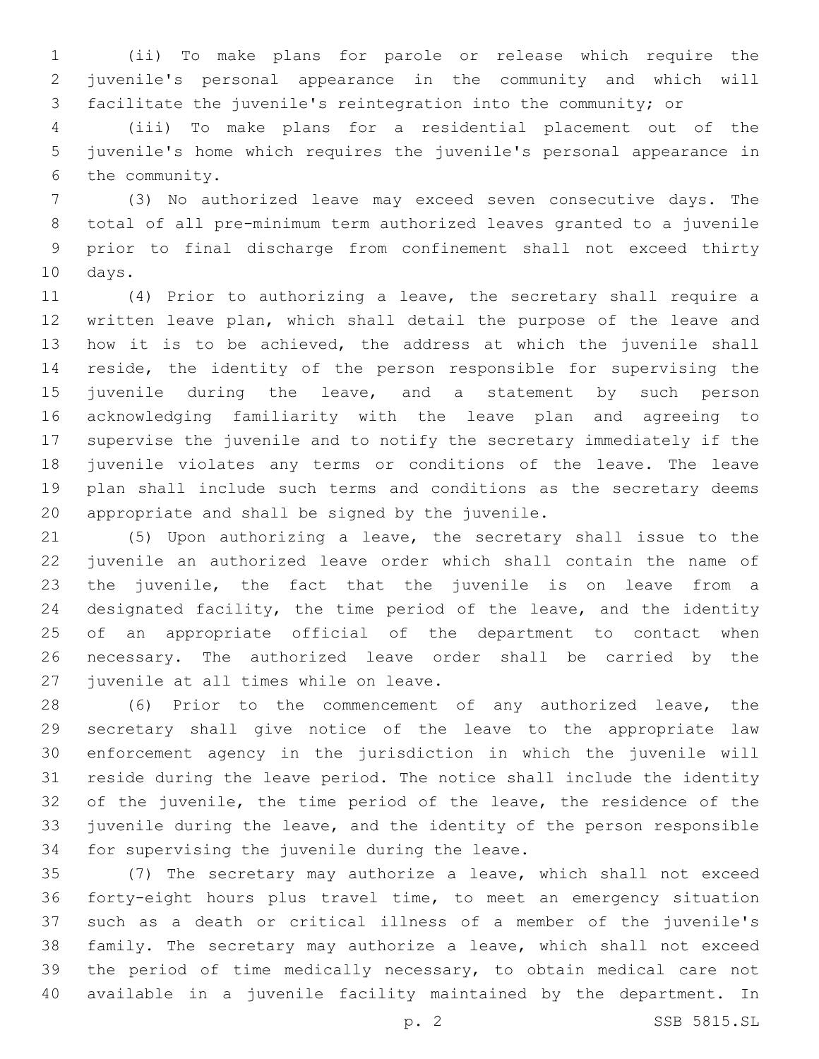(ii) To make plans for parole or release which require the juvenile's personal appearance in the community and which will facilitate the juvenile's reintegration into the community; or

(iii) To make plans for a residential placement out of the juvenile's home which requires the juvenile's personal appearance in the community.

(3) No authorized leave may exceed seven consecutive days. The total of all pre-minimum term authorized leaves granted to a juvenile prior to final discharge from confinement shall not exceed thirty days.

(4) Prior to authorizing a leave, the secretary shall require a written leave plan, which shall detail the purpose of the leave and how it is to be achieved, the address at which the juvenile shall reside, the identity of the person responsible for supervising the juvenile during the leave, and a statement by such person acknowledging familiarity with the leave plan and agreeing to supervise the juvenile and to notify the secretary immediately if the juvenile violates any terms or conditions of the leave. The leave plan shall include such terms and conditions as the secretary deems appropriate and shall be signed by the juvenile.

(5) Upon authorizing a leave, the secretary shall issue to the juvenile an authorized leave order which shall contain the name of the juvenile, the fact that the juvenile is on leave from a designated facility, the time period of the leave, and the identity of an appropriate official of the department to contact when necessary. The authorized leave order shall be carried by the juvenile at all times while on leave.

(6) Prior to the commencement of any authorized leave, the secretary shall give notice of the leave to the appropriate law enforcement agency in the jurisdiction in which the juvenile will reside during the leave period. The notice shall include the identity of the juvenile, the time period of the leave, the residence of the juvenile during the leave, and the identity of the person responsible for supervising the juvenile during the leave.

(7) The secretary may authorize a leave, which shall not exceed forty-eight hours plus travel time, to meet an emergency situation such as a death or critical illness of a member of the juvenile's family. The secretary may authorize a leave, which shall not exceed the period of time medically necessary, to obtain medical care not available in a juvenile facility maintained by the department. In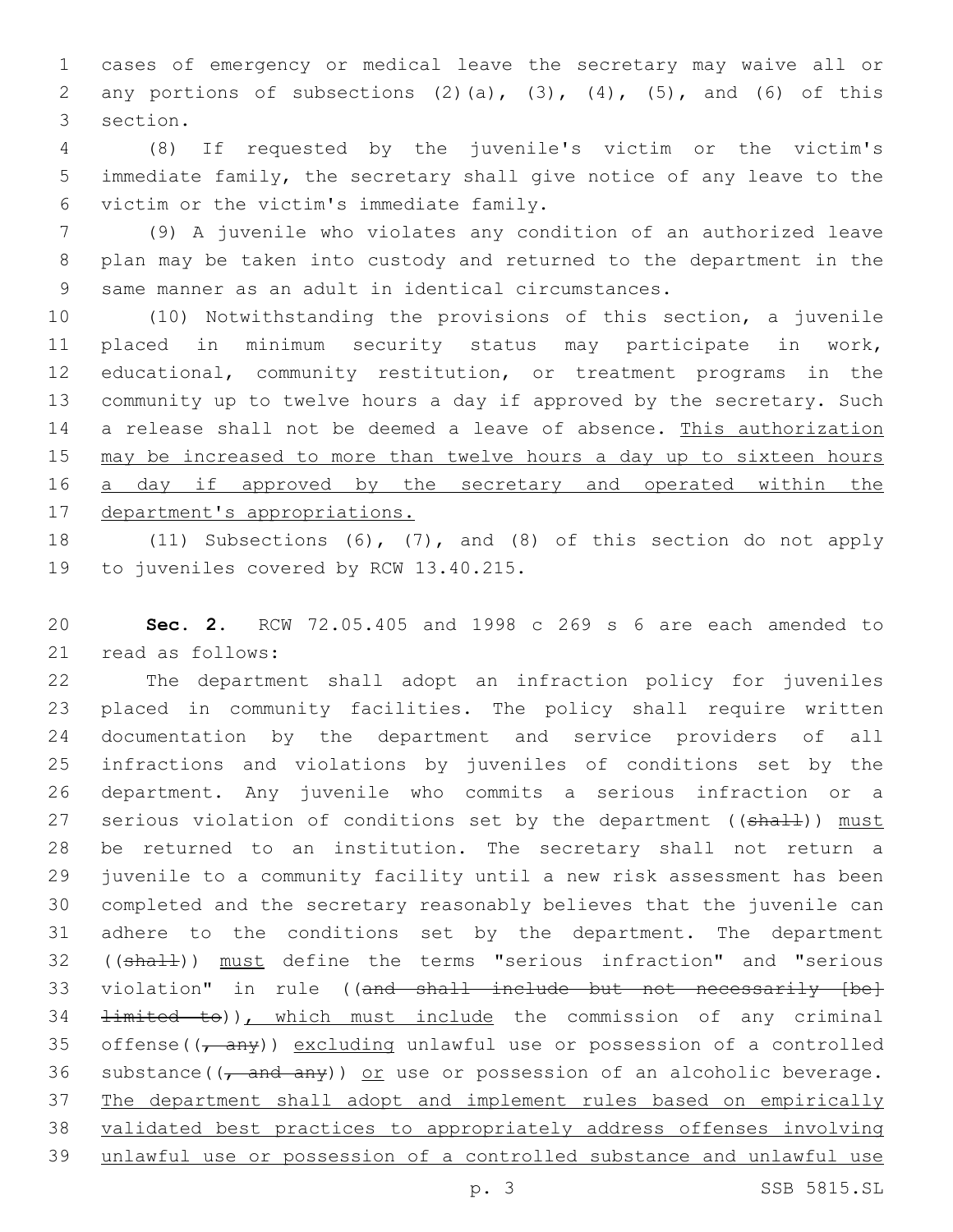cases of emergency or medical leave the secretary may waive all or any portions of subsections (2)(a), (3), (4), (5), and (6) of this section.

(8) If requested by the juvenile's victim or the victim's immediate family, the secretary shall give notice of any leave to the victim or the victim's immediate family.

(9) A juvenile who violates any condition of an authorized leave plan may be taken into custody and returned to the department in the same manner as an adult in identical circumstances.

(10) Notwithstanding the provisions of this section, a juvenile placed in minimum security status may participate in work, educational, community restitution, or treatment programs in the community up to twelve hours a day if approved by the secretary. Such a release shall not be deemed a leave of absence. <u>This authorization may be increased to more than twelve hours a day up to sixteen hours a day if approved by the secretary and operated within the department's appropriations.</u>

(11) Subsections (6), (7), and (8) of this section do not apply to juveniles covered by RCW 13.40.215.

**Sec. 2.** RCW 72.05.405 and 1998 c 269 s 6 are each amended to read as follows:

The department shall adopt an infraction policy for juveniles placed in community facilities. The policy shall require written documentation by the department and service providers of all infractions and violations by juveniles of conditions set by the department. Any juvenile who commits a serious infraction or a serious violation of conditions set by the department ((~~shall~~)) <u>must</u> be returned to an institution. The secretary shall not return a juvenile to a community facility until a new risk assessment has been completed and the secretary reasonably believes that the juvenile can adhere to the conditions set by the department. The department ((~~shall~~)) <u>must</u> define the terms "serious infraction" and "serious violation" in rule ((~~and shall include but not necessarily [be] limited to~~))<u>, which must include</u> the commission of any criminal offense((~~, any~~)) <u>excluding</u> unlawful use or possession of a controlled substance((~~, and any~~)) <u>or</u> use or possession of an alcoholic beverage. <u>The department shall adopt and implement rules based on empirically validated best practices to appropriately address offenses involving unlawful use or possession of a controlled substance and unlawful use</u>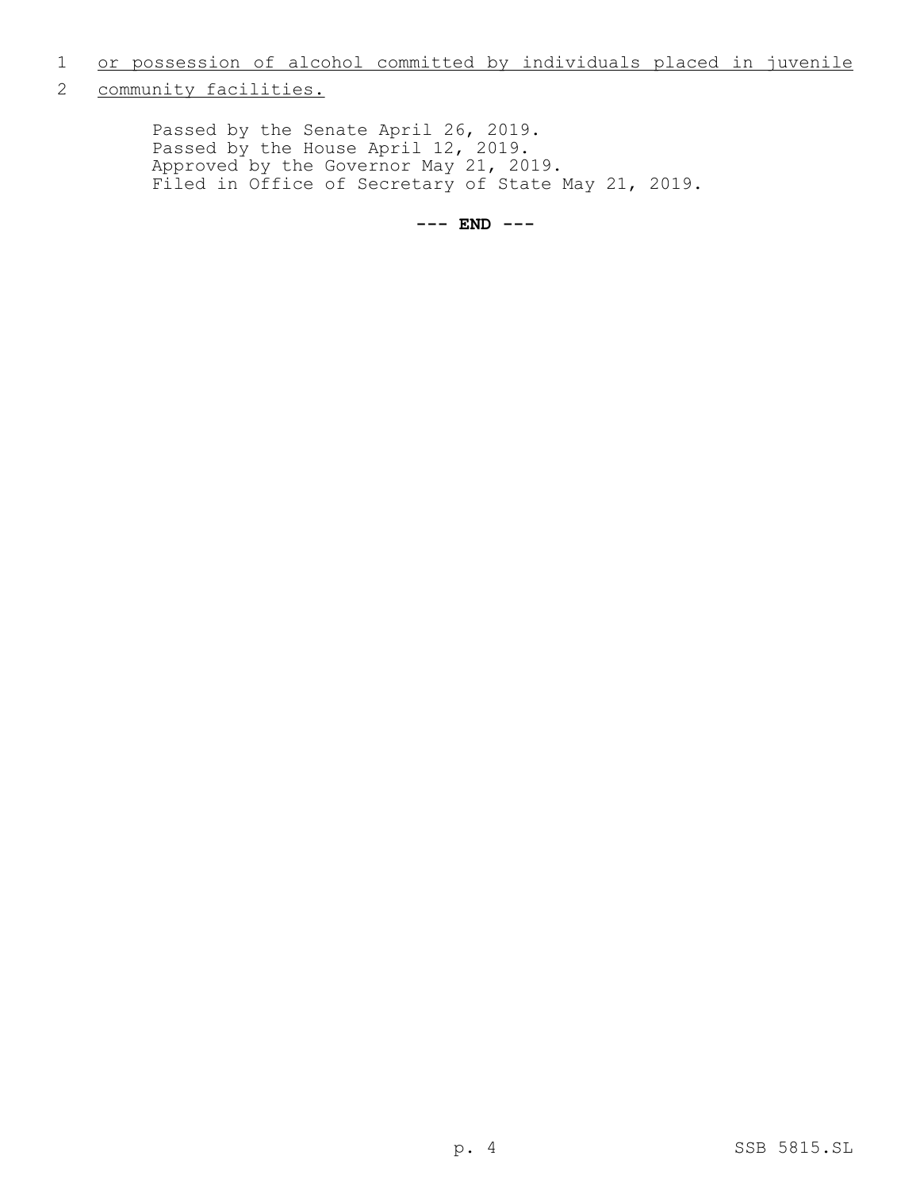or possession of alcohol committed by individuals placed in juvenile community facilities.

Passed by the Senate April 26, 2019.
Passed by the House April 12, 2019.
Approved by the Governor May 21, 2019.
Filed in Office of Secretary of State May 21, 2019.

**--- END ---**